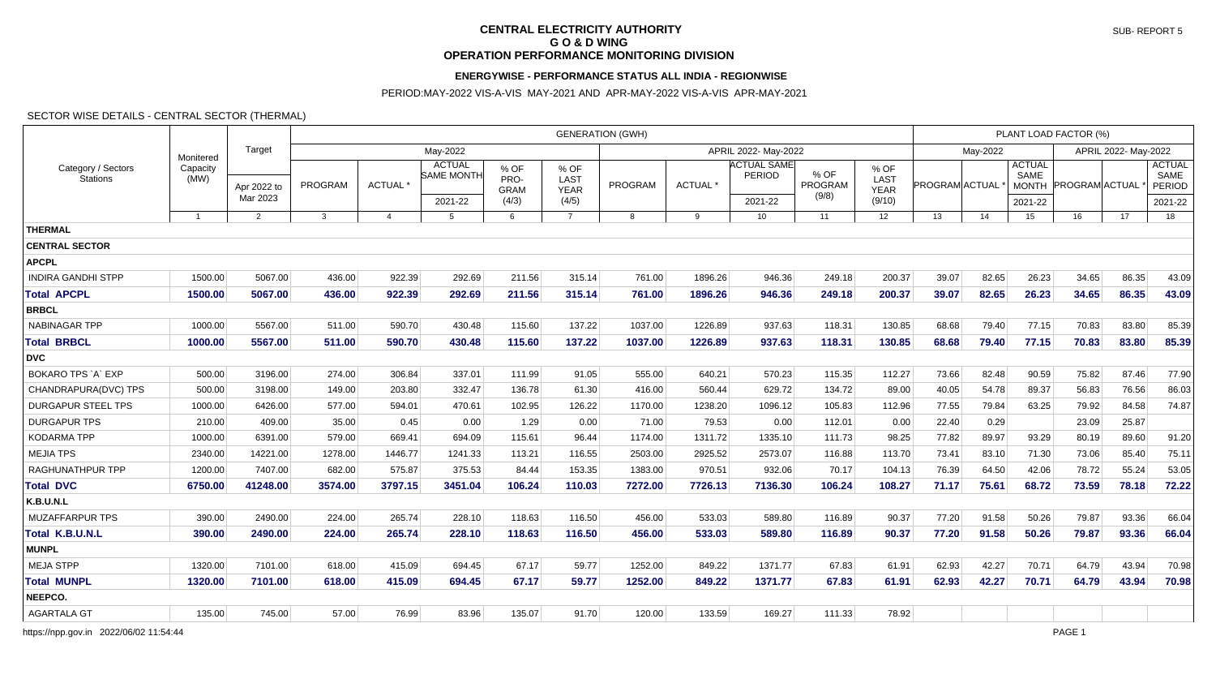# CENTRAL ELECTRICITY AUTHORITY
## G O & D WING
## OPERATION PERFORMANCE MONITORING DIVISION

SUB- REPORT 5

### ENERGYWISE - PERFORMANCE STATUS ALL INDIA - REGIONWISE

PERIOD:MAY-2022 VIS-A-VIS MAY-2021 AND APR-MAY-2022 VIS-A-VIS APR-MAY-2021

SECTOR WISE DETAILS - CENTRAL SECTOR (THERMAL)

| Category / Sectors Stations | Monitered Capacity (MW) | Target | GENERATION (GWH) | | | | | | | | | | PLANT LOAD FACTOR (%) | | | | | |
|---|---|---|---|---|---|---|---|---|---|---|---|---|---|---|---|---|---|---|
| | | | May-2022 | | | | | APRIL 2022- May-2022 | | | | | May-2022 | | | APRIL 2022- May-2022 | | |
| | | Apr 2022 to Mar 2023 | PROGRAM | ACTUAL * | ACTUAL SAME MONTH 2021-22 | % OF PRO-GRAM (4/3) | % OF LAST YEAR (4/5) | PROGRAM | ACTUAL * | ACTUAL SAME PERIOD 2021-22 | % OF PROGRAM (9/8) | % OF LAST YEAR (9/10) | PROGRAM | ACTUAL * | ACTUAL SAME MONTH 2021-22 | PROGRAM | ACTUAL * | ACTUAL SAME PERIOD 2021-22 |
| | 1 | 2 | 3 | 4 | 5 | 6 | 7 | 8 | 9 | 10 | 11 | 12 | 13 | 14 | 15 | 16 | 17 | 18 |
| **THERMAL** | | | | | | | | | | | | | | | | | | |
| **CENTRAL SECTOR** | | | | | | | | | | | | | | | | | | |
| **APCPL** | | | | | | | | | | | | | | | | | | |
| INDIRA GANDHI STPP | 1500.00 | 5067.00 | 436.00 | 922.39 | 292.69 | 211.56 | 315.14 | 761.00 | 1896.26 | 946.36 | 249.18 | 200.37 | 39.07 | 82.65 | 26.23 | 34.65 | 86.35 | 43.09 |
| **Total APCPL** | **1500.00** | **5067.00** | **436.00** | **922.39** | **292.69** | **211.56** | **315.14** | **761.00** | **1896.26** | **946.36** | **249.18** | **200.37** | **39.07** | **82.65** | **26.23** | **34.65** | **86.35** | **43.09** |
| **BRBCL** | | | | | | | | | | | | | | | | | | |
| NABINAGAR TPP | 1000.00 | 5567.00 | 511.00 | 590.70 | 430.48 | 115.60 | 137.22 | 1037.00 | 1226.89 | 937.63 | 118.31 | 130.85 | 68.68 | 79.40 | 77.15 | 70.83 | 83.80 | 85.39 |
| **Total BRBCL** | **1000.00** | **5567.00** | **511.00** | **590.70** | **430.48** | **115.60** | **137.22** | **1037.00** | **1226.89** | **937.63** | **118.31** | **130.85** | **68.68** | **79.40** | **77.15** | **70.83** | **83.80** | **85.39** |
| **DVC** | | | | | | | | | | | | | | | | | | |
| BOKARO TPS `A` EXP | 500.00 | 3196.00 | 274.00 | 306.84 | 337.01 | 111.99 | 91.05 | 555.00 | 640.21 | 570.23 | 115.35 | 112.27 | 73.66 | 82.48 | 90.59 | 75.82 | 87.46 | 77.90 |
| CHANDRAPURA(DVC) TPS | 500.00 | 3198.00 | 149.00 | 203.80 | 332.47 | 136.78 | 61.30 | 416.00 | 560.44 | 629.72 | 134.72 | 89.00 | 40.05 | 54.78 | 89.37 | 56.83 | 76.56 | 86.03 |
| DURGAPUR STEEL TPS | 1000.00 | 6426.00 | 577.00 | 594.01 | 470.61 | 102.95 | 126.22 | 1170.00 | 1238.20 | 1096.12 | 105.83 | 112.96 | 77.55 | 79.84 | 63.25 | 79.92 | 84.58 | 74.87 |
| DURGAPUR TPS | 210.00 | 409.00 | 35.00 | 0.45 | 0.00 | 1.29 | 0.00 | 71.00 | 79.53 | 0.00 | 112.01 | 0.00 | 22.40 | 0.29 | | 23.09 | 25.87 | |
| KODARMA TPP | 1000.00 | 6391.00 | 579.00 | 669.41 | 694.09 | 115.61 | 96.44 | 1174.00 | 1311.72 | 1335.10 | 111.73 | 98.25 | 77.82 | 89.97 | 93.29 | 80.19 | 89.60 | 91.20 |
| MEJIA TPS | 2340.00 | 14221.00 | 1278.00 | 1446.77 | 1241.33 | 113.21 | 116.55 | 2503.00 | 2925.52 | 2573.07 | 116.88 | 113.70 | 73.41 | 83.10 | 71.30 | 73.06 | 85.40 | 75.11 |
| RAGHUNATHPUR TPP | 1200.00 | 7407.00 | 682.00 | 575.87 | 375.53 | 84.44 | 153.35 | 1383.00 | 970.51 | 932.06 | 70.17 | 104.13 | 76.39 | 64.50 | 42.06 | 78.72 | 55.24 | 53.05 |
| **Total DVC** | **6750.00** | **41248.00** | **3574.00** | **3797.15** | **3451.04** | **106.24** | **110.03** | **7272.00** | **7726.13** | **7136.30** | **106.24** | **108.27** | **71.17** | **75.61** | **68.72** | **73.59** | **78.18** | **72.22** |
| **K.B.U.N.L** | | | | | | | | | | | | | | | | | | |
| MUZAFFARPUR TPS | 390.00 | 2490.00 | 224.00 | 265.74 | 228.10 | 118.63 | 116.50 | 456.00 | 533.03 | 589.80 | 116.89 | 90.37 | 77.20 | 91.58 | 50.26 | 79.87 | 93.36 | 66.04 |
| **Total K.B.U.N.L** | **390.00** | **2490.00** | **224.00** | **265.74** | **228.10** | **118.63** | **116.50** | **456.00** | **533.03** | **589.80** | **116.89** | **90.37** | **77.20** | **91.58** | **50.26** | **79.87** | **93.36** | **66.04** |
| **MUNPL** | | | | | | | | | | | | | | | | | | |
| MEJA STPP | 1320.00 | 7101.00 | 618.00 | 415.09 | 694.45 | 67.17 | 59.77 | 1252.00 | 849.22 | 1371.77 | 67.83 | 61.91 | 62.93 | 42.27 | 70.71 | 64.79 | 43.94 | 70.98 |
| **Total MUNPL** | **1320.00** | **7101.00** | **618.00** | **415.09** | **694.45** | **67.17** | **59.77** | **1252.00** | **849.22** | **1371.77** | **67.83** | **61.91** | **62.93** | **42.27** | **70.71** | **64.79** | **43.94** | **70.98** |
| **NEEPCO.** | | | | | | | | | | | | | | | | | | |
| AGARTALA GT | 135.00 | 745.00 | 57.00 | 76.99 | 83.96 | 135.07 | 91.70 | 120.00 | 133.59 | 169.27 | 111.33 | 78.92 | | | | | | |

https://npp.gov.in 2022/06/02 11:54:44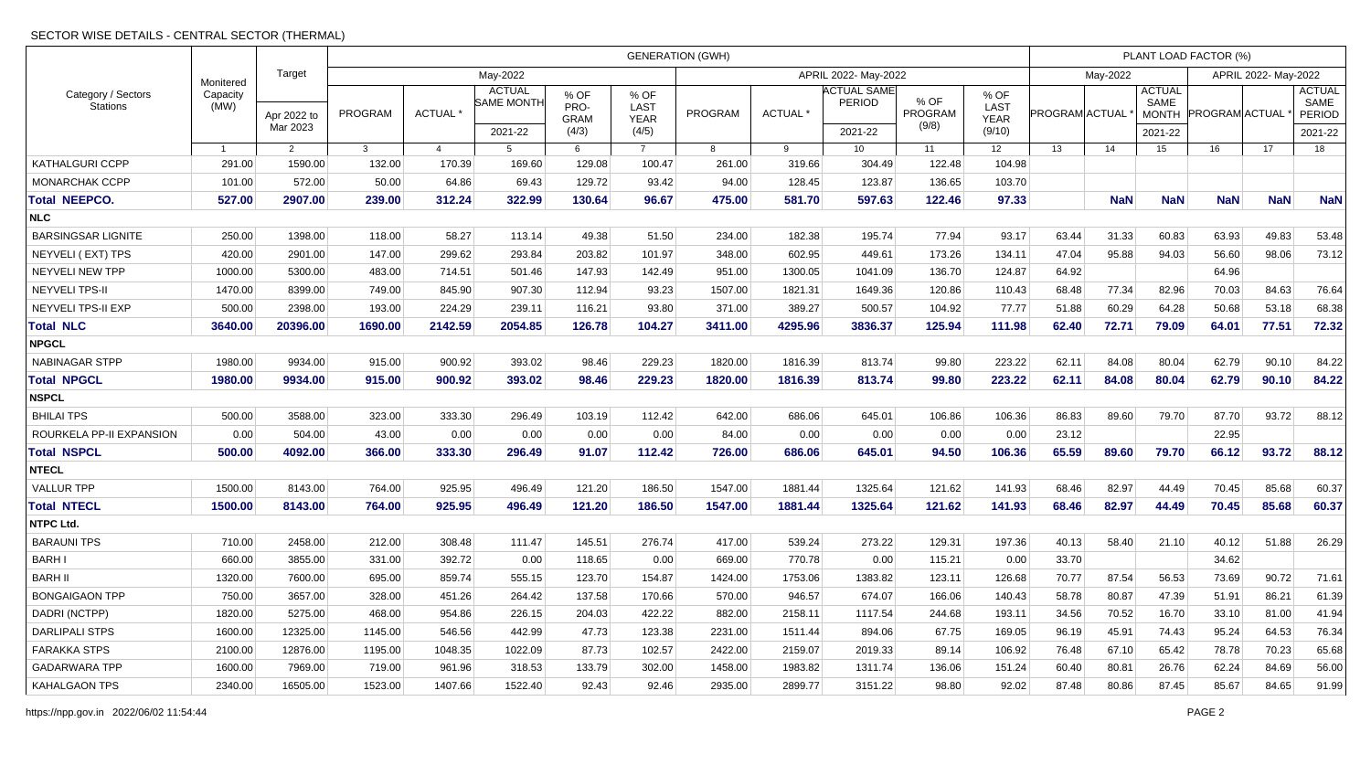SECTOR WISE DETAILS - CENTRAL SECTOR (THERMAL)

| Category / Sectors Stations | Monitered Capacity (MW) | Target | GENERATION (GWH) | | | | | | | | | | PLANT LOAD FACTOR (%) | | | | | |
|---|---|---|---|---|---|---|---|---|---|---|---|---|---|---|---|---|---|---|
| | | | May-2022 | | | | | APRIL 2022- May-2022 | | | | | May-2022 | | | APRIL 2022- May-2022 | | |
| | | Apr 2022 to Mar 2023 | PROGRAM | ACTUAL * | ACTUAL SAME MONTH 2021-22 | % OF PRO-GRAM (4/3) | % OF LAST YEAR (4/5) | PROGRAM | ACTUAL * | ACTUAL SAME PERIOD 2021-22 | % OF PROGRAM (9/8) | % OF LAST YEAR (9/10) | PROGRAM | ACTUAL * | ACTUAL SAME MONTH 2021-22 | PROGRAM | ACTUAL * | ACTUAL SAME PERIOD 2021-22 |
| | 1 | 2 | 3 | 4 | 5 | 6 | 7 | 8 | 9 | 10 | 11 | 12 | 13 | 14 | 15 | 16 | 17 | 18 |
| KATHALGURI CCPP | 291.00 | 1590.00 | 132.00 | 170.39 | 169.60 | 129.08 | 100.47 | 261.00 | 319.66 | 304.49 | 122.48 | 104.98 | | | | | | |
| MONARCHAK CCPP | 101.00 | 572.00 | 50.00 | 64.86 | 69.43 | 129.72 | 93.42 | 94.00 | 128.45 | 123.87 | 136.65 | 103.70 | | | | | | |
| **Total NEEPCO.** | **527.00** | **2907.00** | **239.00** | **312.24** | **322.99** | **130.64** | **96.67** | **475.00** | **581.70** | **597.63** | **122.46** | **97.33** | | **NaN** | **NaN** | **NaN** | **NaN** | **NaN** |
| **NLC** | | | | | | | | | | | | | | | | | | |
| BARSINGSAR LIGNITE | 250.00 | 1398.00 | 118.00 | 58.27 | 113.14 | 49.38 | 51.50 | 234.00 | 182.38 | 195.74 | 77.94 | 93.17 | 63.44 | 31.33 | 60.83 | 63.93 | 49.83 | 53.48 |
| NEYVELI ( EXT) TPS | 420.00 | 2901.00 | 147.00 | 299.62 | 293.84 | 203.82 | 101.97 | 348.00 | 602.95 | 449.61 | 173.26 | 134.11 | 47.04 | 95.88 | 94.03 | 56.60 | 98.06 | 73.12 |
| NEYVELI NEW TPP | 1000.00 | 5300.00 | 483.00 | 714.51 | 501.46 | 147.93 | 142.49 | 951.00 | 1300.05 | 1041.09 | 136.70 | 124.87 | 64.92 | | | 64.96 | | |
| NEYVELI TPS-II | 1470.00 | 8399.00 | 749.00 | 845.90 | 907.30 | 112.94 | 93.23 | 1507.00 | 1821.31 | 1649.36 | 120.86 | 110.43 | 68.48 | 77.34 | 82.96 | 70.03 | 84.63 | 76.64 |
| NEYVELI TPS-II EXP | 500.00 | 2398.00 | 193.00 | 224.29 | 239.11 | 116.21 | 93.80 | 371.00 | 389.27 | 500.57 | 104.92 | 77.77 | 51.88 | 60.29 | 64.28 | 50.68 | 53.18 | 68.38 |
| **Total NLC** | **3640.00** | **20396.00** | **1690.00** | **2142.59** | **2054.85** | **126.78** | **104.27** | **3411.00** | **4295.96** | **3836.37** | **125.94** | **111.98** | **62.40** | **72.71** | **79.09** | **64.01** | **77.51** | **72.32** |
| **NPGCL** | | | | | | | | | | | | | | | | | | |
| NABINAGAR STPP | 1980.00 | 9934.00 | 915.00 | 900.92 | 393.02 | 98.46 | 229.23 | 1820.00 | 1816.39 | 813.74 | 99.80 | 223.22 | 62.11 | 84.08 | 80.04 | 62.79 | 90.10 | 84.22 |
| **Total NPGCL** | **1980.00** | **9934.00** | **915.00** | **900.92** | **393.02** | **98.46** | **229.23** | **1820.00** | **1816.39** | **813.74** | **99.80** | **223.22** | **62.11** | **84.08** | **80.04** | **62.79** | **90.10** | **84.22** |
| **NSPCL** | | | | | | | | | | | | | | | | | | |
| BHILAI TPS | 500.00 | 3588.00 | 323.00 | 333.30 | 296.49 | 103.19 | 112.42 | 642.00 | 686.06 | 645.01 | 106.86 | 106.36 | 86.83 | 89.60 | 79.70 | 87.70 | 93.72 | 88.12 |
| ROURKELA PP-II EXPANSION | 0.00 | 504.00 | 43.00 | 0.00 | 0.00 | 0.00 | 0.00 | 84.00 | 0.00 | 0.00 | 0.00 | 0.00 | 23.12 | | | 22.95 | | |
| **Total NSPCL** | **500.00** | **4092.00** | **366.00** | **333.30** | **296.49** | **91.07** | **112.42** | **726.00** | **686.06** | **645.01** | **94.50** | **106.36** | **65.59** | **89.60** | **79.70** | **66.12** | **93.72** | **88.12** |
| **NTECL** | | | | | | | | | | | | | | | | | | |
| VALLUR TPP | 1500.00 | 8143.00 | 764.00 | 925.95 | 496.49 | 121.20 | 186.50 | 1547.00 | 1881.44 | 1325.64 | 121.62 | 141.93 | 68.46 | 82.97 | 44.49 | 70.45 | 85.68 | 60.37 |
| **Total NTECL** | **1500.00** | **8143.00** | **764.00** | **925.95** | **496.49** | **121.20** | **186.50** | **1547.00** | **1881.44** | **1325.64** | **121.62** | **141.93** | **68.46** | **82.97** | **44.49** | **70.45** | **85.68** | **60.37** |
| **NTPC Ltd.** | | | | | | | | | | | | | | | | | | |
| BARAUNI TPS | 710.00 | 2458.00 | 212.00 | 308.48 | 111.47 | 145.51 | 276.74 | 417.00 | 539.24 | 273.22 | 129.31 | 197.36 | 40.13 | 58.40 | 21.10 | 40.12 | 51.88 | 26.29 |
| BARH I | 660.00 | 3855.00 | 331.00 | 392.72 | 0.00 | 118.65 | 0.00 | 669.00 | 770.78 | 0.00 | 115.21 | 0.00 | 33.70 | | | 34.62 | | |
| BARH II | 1320.00 | 7600.00 | 695.00 | 859.74 | 555.15 | 123.70 | 154.87 | 1424.00 | 1753.06 | 1383.82 | 123.11 | 126.68 | 70.77 | 87.54 | 56.53 | 73.69 | 90.72 | 71.61 |
| BONGAIGAON TPP | 750.00 | 3657.00 | 328.00 | 451.26 | 264.42 | 137.58 | 170.66 | 570.00 | 946.57 | 674.07 | 166.06 | 140.43 | 58.78 | 80.87 | 47.39 | 51.91 | 86.21 | 61.39 |
| DADRI (NCTPP) | 1820.00 | 5275.00 | 468.00 | 954.86 | 226.15 | 204.03 | 422.22 | 882.00 | 2158.11 | 1117.54 | 244.68 | 193.11 | 34.56 | 70.52 | 16.70 | 33.10 | 81.00 | 41.94 |
| DARLIPALI STPS | 1600.00 | 12325.00 | 1145.00 | 546.56 | 442.99 | 47.73 | 123.38 | 2231.00 | 1511.44 | 894.06 | 67.75 | 169.05 | 96.19 | 45.91 | 74.43 | 95.24 | 64.53 | 76.34 |
| FARAKKA STPS | 2100.00 | 12876.00 | 1195.00 | 1048.35 | 1022.09 | 87.73 | 102.57 | 2422.00 | 2159.07 | 2019.33 | 89.14 | 106.92 | 76.48 | 67.10 | 65.42 | 78.78 | 70.23 | 65.68 |
| GADARWARA TPP | 1600.00 | 7969.00 | 719.00 | 961.96 | 318.53 | 133.79 | 302.00 | 1458.00 | 1983.82 | 1311.74 | 136.06 | 151.24 | 60.40 | 80.81 | 26.76 | 62.24 | 84.69 | 56.00 |
| KAHALGAON TPS | 2340.00 | 16505.00 | 1523.00 | 1407.66 | 1522.40 | 92.43 | 92.46 | 2935.00 | 2899.77 | 3151.22 | 98.80 | 92.02 | 87.48 | 80.86 | 87.45 | 85.67 | 84.65 | 91.99 |

https://npp.gov.in 2022/06/02 11:54:44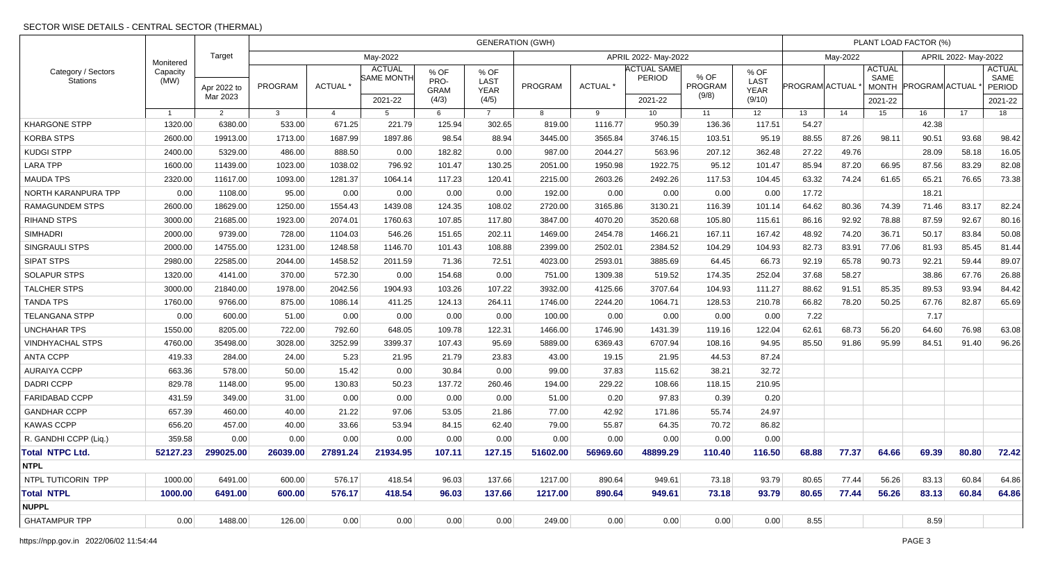SECTOR WISE DETAILS - CENTRAL SECTOR (THERMAL)

| Category / Sectors Stations | Monitered Capacity (MW) | Target | GENERATION (GWH) | | | | | | | | | | PLANT LOAD FACTOR (%) | | | | | |
|---|---|---|---|---|---|---|---|---|---|---|---|---|---|---|---|---|---|---|
| | | | May-2022 | | | | | APRIL 2022- May-2022 | | | | | May-2022 | | | APRIL 2022- May-2022 | | |
| | | Apr 2022 to Mar 2023 | PROGRAM | ACTUAL * | ACTUAL SAME MONTH 2021-22 | % OF PRO-GRAM (4/3) | % OF LAST YEAR (4/5) | PROGRAM | ACTUAL * | ACTUAL SAME PERIOD 2021-22 | % OF PROGRAM (9/8) | % OF LAST YEAR (9/10) | PROGRAM | ACTUAL * | ACTUAL SAME MONTH 2021-22 | PROGRAM | ACTUAL * | ACTUAL SAME PERIOD 2021-22 |
| | 1 | 2 | 3 | 4 | 5 | 6 | 7 | 8 | 9 | 10 | 11 | 12 | 13 | 14 | 15 | 16 | 17 | 18 |
| KHARGONE STPP | 1320.00 | 6380.00 | 533.00 | 671.25 | 221.79 | 125.94 | 302.65 | 819.00 | 1116.77 | 950.39 | 136.36 | 117.51 | 54.27 | | | 42.38 | | |
| KORBA STPS | 2600.00 | 19913.00 | 1713.00 | 1687.99 | 1897.86 | 98.54 | 88.94 | 3445.00 | 3565.84 | 3746.15 | 103.51 | 95.19 | 88.55 | 87.26 | 98.11 | 90.51 | 93.68 | 98.42 |
| KUDGI STPP | 2400.00 | 5329.00 | 486.00 | 888.50 | 0.00 | 182.82 | 0.00 | 987.00 | 2044.27 | 563.96 | 207.12 | 362.48 | 27.22 | 49.76 | | 28.09 | 58.18 | 16.05 |
| LARA TPP | 1600.00 | 11439.00 | 1023.00 | 1038.02 | 796.92 | 101.47 | 130.25 | 2051.00 | 1950.98 | 1922.75 | 95.12 | 101.47 | 85.94 | 87.20 | 66.95 | 87.56 | 83.29 | 82.08 |
| MAUDA TPS | 2320.00 | 11617.00 | 1093.00 | 1281.37 | 1064.14 | 117.23 | 120.41 | 2215.00 | 2603.26 | 2492.26 | 117.53 | 104.45 | 63.32 | 74.24 | 61.65 | 65.21 | 76.65 | 73.38 |
| NORTH KARANPURA TPP | 0.00 | 1108.00 | 95.00 | 0.00 | 0.00 | 0.00 | 0.00 | 192.00 | 0.00 | 0.00 | 0.00 | 0.00 | 17.72 | | | 18.21 | | |
| RAMAGUNDEM STPS | 2600.00 | 18629.00 | 1250.00 | 1554.43 | 1439.08 | 124.35 | 108.02 | 2720.00 | 3165.86 | 3130.21 | 116.39 | 101.14 | 64.62 | 80.36 | 74.39 | 71.46 | 83.17 | 82.24 |
| RIHAND STPS | 3000.00 | 21685.00 | 1923.00 | 2074.01 | 1760.63 | 107.85 | 117.80 | 3847.00 | 4070.20 | 3520.68 | 105.80 | 115.61 | 86.16 | 92.92 | 78.88 | 87.59 | 92.67 | 80.16 |
| SIMHADRI | 2000.00 | 9739.00 | 728.00 | 1104.03 | 546.26 | 151.65 | 202.11 | 1469.00 | 2454.78 | 1466.21 | 167.11 | 167.42 | 48.92 | 74.20 | 36.71 | 50.17 | 83.84 | 50.08 |
| SINGRAULI STPS | 2000.00 | 14755.00 | 1231.00 | 1248.58 | 1146.70 | 101.43 | 108.88 | 2399.00 | 2502.01 | 2384.52 | 104.29 | 104.93 | 82.73 | 83.91 | 77.06 | 81.93 | 85.45 | 81.44 |
| SIPAT STPS | 2980.00 | 22585.00 | 2044.00 | 1458.52 | 2011.59 | 71.36 | 72.51 | 4023.00 | 2593.01 | 3885.69 | 64.45 | 66.73 | 92.19 | 65.78 | 90.73 | 92.21 | 59.44 | 89.07 |
| SOLAPUR STPS | 1320.00 | 4141.00 | 370.00 | 572.30 | 0.00 | 154.68 | 0.00 | 751.00 | 1309.38 | 519.52 | 174.35 | 252.04 | 37.68 | 58.27 | | 38.86 | 67.76 | 26.88 |
| TALCHER STPS | 3000.00 | 21840.00 | 1978.00 | 2042.56 | 1904.93 | 103.26 | 107.22 | 3932.00 | 4125.66 | 3707.64 | 104.93 | 111.27 | 88.62 | 91.51 | 85.35 | 89.53 | 93.94 | 84.42 |
| TANDA TPS | 1760.00 | 9766.00 | 875.00 | 1086.14 | 411.25 | 124.13 | 264.11 | 1746.00 | 2244.20 | 1064.71 | 128.53 | 210.78 | 66.82 | 78.20 | 50.25 | 67.76 | 82.87 | 65.69 |
| TELANGANA STPP | 0.00 | 600.00 | 51.00 | 0.00 | 0.00 | 0.00 | 0.00 | 100.00 | 0.00 | 0.00 | 0.00 | 0.00 | 7.22 | | | 7.17 | | |
| UNCHAHAR TPS | 1550.00 | 8205.00 | 722.00 | 792.60 | 648.05 | 109.78 | 122.31 | 1466.00 | 1746.90 | 1431.39 | 119.16 | 122.04 | 62.61 | 68.73 | 56.20 | 64.60 | 76.98 | 63.08 |
| VINDHYACHAL STPS | 4760.00 | 35498.00 | 3028.00 | 3252.99 | 3399.37 | 107.43 | 95.69 | 5889.00 | 6369.43 | 6707.94 | 108.16 | 94.95 | 85.50 | 91.86 | 95.99 | 84.51 | 91.40 | 96.26 |
| ANTA CCPP | 419.33 | 284.00 | 24.00 | 5.23 | 21.95 | 21.79 | 23.83 | 43.00 | 19.15 | 21.95 | 44.53 | 87.24 | | | | | | |
| AURAIYA CCPP | 663.36 | 578.00 | 50.00 | 15.42 | 0.00 | 30.84 | 0.00 | 99.00 | 37.83 | 115.62 | 38.21 | 32.72 | | | | | | |
| DADRI CCPP | 829.78 | 1148.00 | 95.00 | 130.83 | 50.23 | 137.72 | 260.46 | 194.00 | 229.22 | 108.66 | 118.15 | 210.95 | | | | | | |
| FARIDABAD CCPP | 431.59 | 349.00 | 31.00 | 0.00 | 0.00 | 0.00 | 0.00 | 51.00 | 0.20 | 97.83 | 0.39 | 0.20 | | | | | | |
| GANDHAR CCPP | 657.39 | 460.00 | 40.00 | 21.22 | 97.06 | 53.05 | 21.86 | 77.00 | 42.92 | 171.86 | 55.74 | 24.97 | | | | | | |
| KAWAS CCPP | 656.20 | 457.00 | 40.00 | 33.66 | 53.94 | 84.15 | 62.40 | 79.00 | 55.87 | 64.35 | 70.72 | 86.82 | | | | | | |
| R. GANDHI CCPP (Liq.) | 359.58 | 0.00 | 0.00 | 0.00 | 0.00 | 0.00 | 0.00 | 0.00 | 0.00 | 0.00 | 0.00 | 0.00 | | | | | | |
| **Total NTPC Ltd.** | **52127.23** | **299025.00** | **26039.00** | **27891.24** | **21934.95** | **107.11** | **127.15** | **51602.00** | **56969.60** | **48899.29** | **110.40** | **116.50** | **68.88** | **77.37** | **64.66** | **69.39** | **80.80** | **72.42** |
| **NTPL** | | | | | | | | | | | | | | | | | | |
| NTPL TUTICORIN TPP | 1000.00 | 6491.00 | 600.00 | 576.17 | 418.54 | 96.03 | 137.66 | 1217.00 | 890.64 | 949.61 | 73.18 | 93.79 | 80.65 | 77.44 | 56.26 | 83.13 | 60.84 | 64.86 |
| **Total NTPL** | **1000.00** | **6491.00** | **600.00** | **576.17** | **418.54** | **96.03** | **137.66** | **1217.00** | **890.64** | **949.61** | **73.18** | **93.79** | **80.65** | **77.44** | **56.26** | **83.13** | **60.84** | **64.86** |
| **NUPPL** | | | | | | | | | | | | | | | | | | |
| GHATAMPUR TPP | 0.00 | 1488.00 | 126.00 | 0.00 | 0.00 | 0.00 | 0.00 | 249.00 | 0.00 | 0.00 | 0.00 | 0.00 | 8.55 | | | 8.59 | | |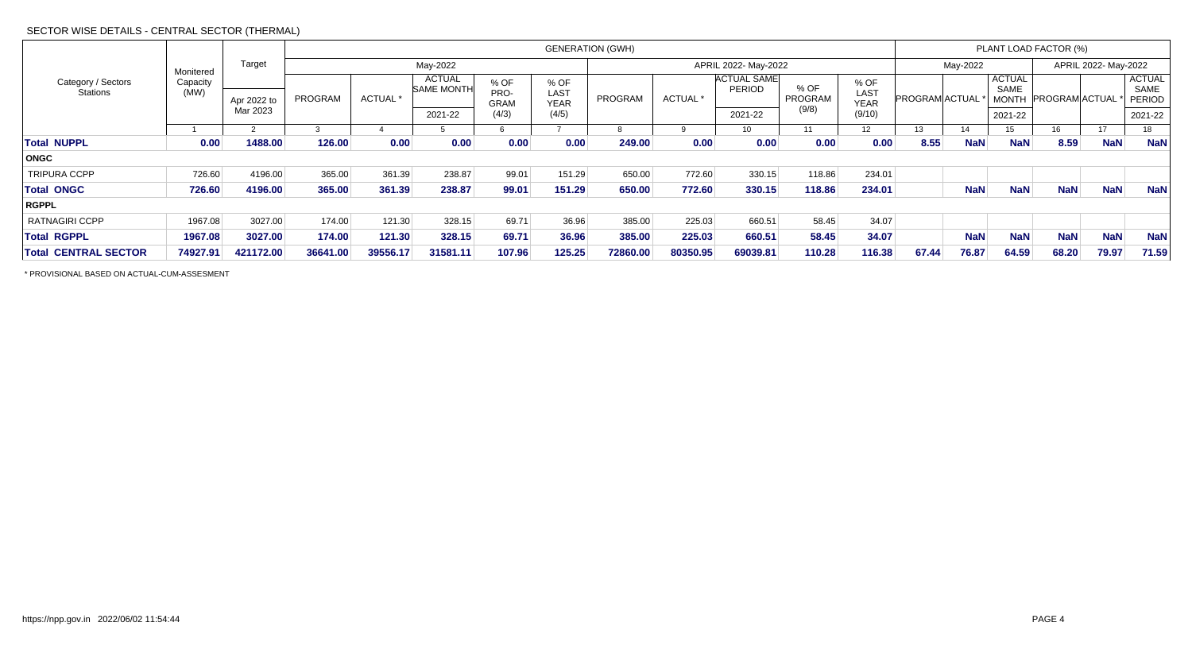SECTOR WISE DETAILS - CENTRAL SECTOR (THERMAL)

| Category / Sectors Stations | Monitered Capacity (MW) | Target | GENERATION (GWH) | | | | | | | | | | PLANT LOAD FACTOR (%) | | | | | |
|---|---|---|---|---|---|---|---|---|---|---|---|---|---|---|---|---|---|---|
| | | | May-2022 | | | | | APRIL 2022- May-2022 | | | | | May-2022 | | | APRIL 2022- May-2022 | | |
| | | Apr 2022 to Mar 2023 | PROGRAM | ACTUAL * | ACTUAL SAME MONTH 2021-22 | % OF PRO-GRAM (4/3) | % OF LAST YEAR (4/5) | PROGRAM | ACTUAL * | ACTUAL SAME PERIOD 2021-22 | % OF PROGRAM (9/8) | % OF LAST YEAR (9/10) | PROGRAM | ACTUAL * | ACTUAL SAME MONTH 2021-22 | PROGRAM | ACTUAL * | ACTUAL SAME PERIOD 2021-22 |
| | 1 | 2 | 3 | 4 | 5 | 6 | 7 | 8 | 9 | 10 | 11 | 12 | 13 | 14 | 15 | 16 | 17 | 18 |
| **Total NUPPL** | **0.00** | **1488.00** | **126.00** | **0.00** | **0.00** | **0.00** | **0.00** | **249.00** | **0.00** | **0.00** | **0.00** | **0.00** | **8.55** | **NaN** | **NaN** | **8.59** | **NaN** | **NaN** |
| **ONGC** | | | | | | | | | | | | | | | | | | |
| TRIPURA CCPP | 726.60 | 4196.00 | 365.00 | 361.39 | 238.87 | 99.01 | 151.29 | 650.00 | 772.60 | 330.15 | 118.86 | 234.01 | | | | | | |
| **Total ONGC** | **726.60** | **4196.00** | **365.00** | **361.39** | **238.87** | **99.01** | **151.29** | **650.00** | **772.60** | **330.15** | **118.86** | **234.01** | | **NaN** | **NaN** | **NaN** | **NaN** | **NaN** |
| **RGPPL** | | | | | | | | | | | | | | | | | | |
| RATNAGIRI CCPP | 1967.08 | 3027.00 | 174.00 | 121.30 | 328.15 | 69.71 | 36.96 | 385.00 | 225.03 | 660.51 | 58.45 | 34.07 | | | | | | |
| **Total RGPPL** | **1967.08** | **3027.00** | **174.00** | **121.30** | **328.15** | **69.71** | **36.96** | **385.00** | **225.03** | **660.51** | **58.45** | **34.07** | | **NaN** | **NaN** | **NaN** | **NaN** | **NaN** |
| **Total CENTRAL SECTOR** | **74927.91** | **421172.00** | **36641.00** | **39556.17** | **31581.11** | **107.96** | **125.25** | **72860.00** | **80350.95** | **69039.81** | **110.28** | **116.38** | **67.44** | **76.87** | **64.59** | **68.20** | **79.97** | **71.59** |

* PROVISIONAL BASED ON ACTUAL-CUM-ASSESMENT

https://npp.gov.in 2022/06/02 11:54:44